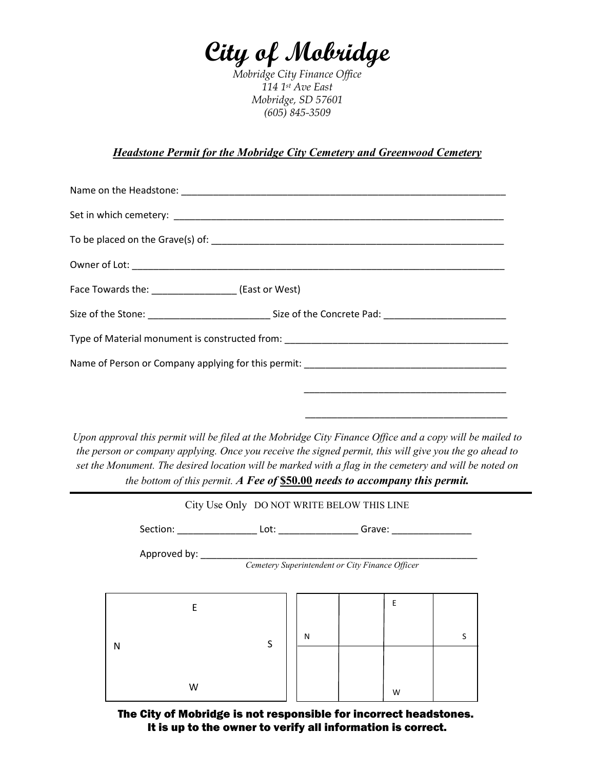# City of Mobridge

*Mobridge City Finance Office*
*114 1st Ave East*
*Mobridge, SD 57601*
*(605) 845-3509*

***Headstone Permit for the Mobridge City Cemetery and Greenwood Cemetery***

Name on the Headstone: ____________________________________________________________

Set in which cemetery: ____________________________________________________________

To be placed on the Grave(s) of: ____________________________________________________

Owner of Lot: ____________________________________________________________________

Face Towards the: _______________ (East or West)

Size of the Stone: ______________________ Size of the Concrete Pad: ______________________

Type of Material monument is constructed from: ______________________________________

Name of Person or Company applying for this permit: ____________________________________

______________________________________

______________________________________

*Upon approval this permit will be filed at the Mobridge City Finance Office and a copy will be mailed to the person or company applying. Once you receive the signed permit, this will give you the go ahead to set the Monument. The desired location will be marked with a flag in the cemetery and will be noted on the bottom of this permit.* ***A Fee of $50.00 needs to accompany this permit.***

---

City Use Only DO NOT WRITE BELOW THIS LINE

Section: ______________ Lot: ______________ Grave: ______________

Approved by: ____________________________________________________
*Cemetery Superintendent or City Finance Officer*

| | E | |
|---|---|---|
| N | | S |
| | W | |

| | | E | |
|---|---|---|---|
| N | | | S |
| | | W | |

**The City of Mobridge is not responsible for incorrect headstones.**
**It is up to the owner to verify all information is correct.**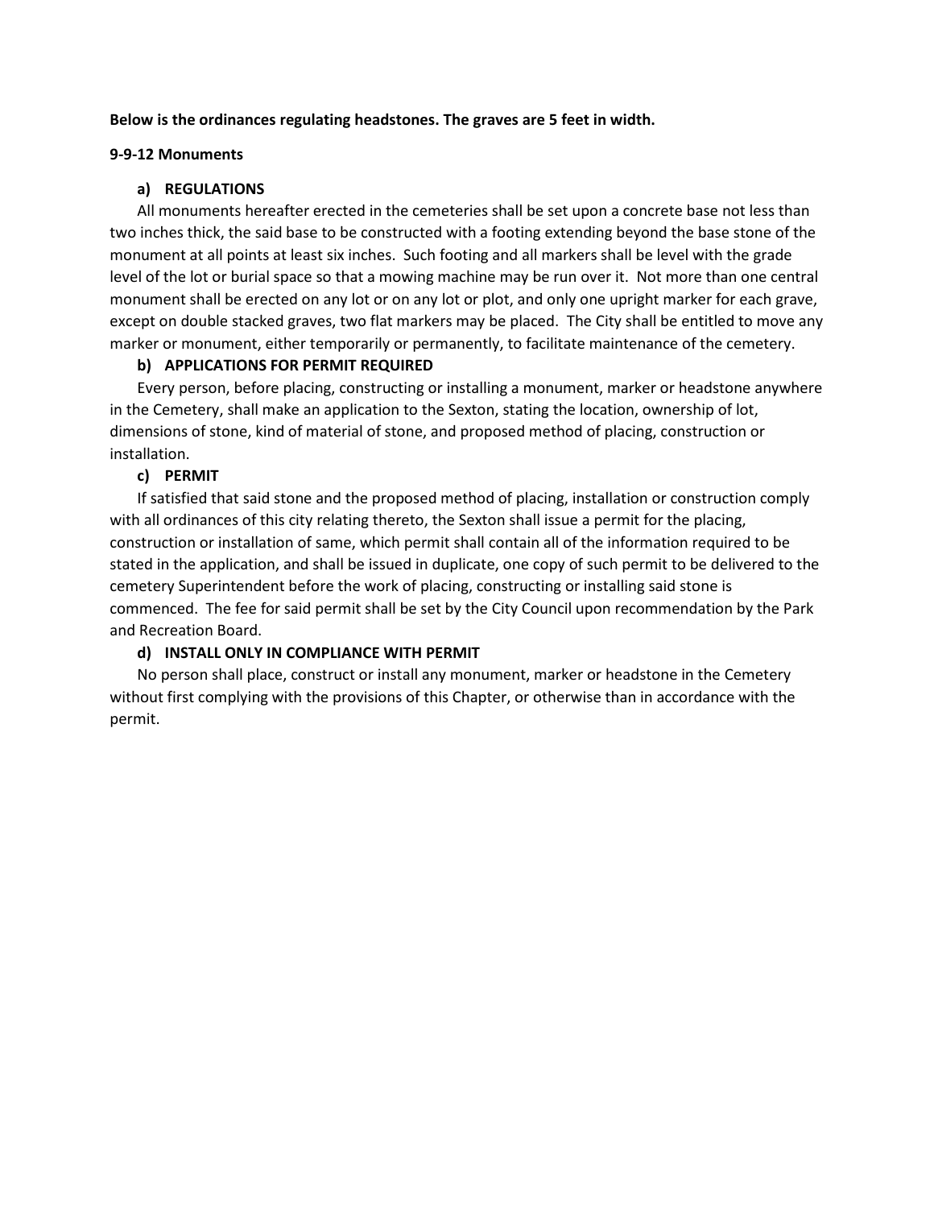**Below is the ordinances regulating headstones. The graves are 5 feet in width.**

**9-9-12 Monuments**

**a) REGULATIONS**

All monuments hereafter erected in the cemeteries shall be set upon a concrete base not less than two inches thick, the said base to be constructed with a footing extending beyond the base stone of the monument at all points at least six inches. Such footing and all markers shall be level with the grade level of the lot or burial space so that a mowing machine may be run over it. Not more than one central monument shall be erected on any lot or on any lot or plot, and only one upright marker for each grave, except on double stacked graves, two flat markers may be placed. The City shall be entitled to move any marker or monument, either temporarily or permanently, to facilitate maintenance of the cemetery.

**b) APPLICATIONS FOR PERMIT REQUIRED**

Every person, before placing, constructing or installing a monument, marker or headstone anywhere in the Cemetery, shall make an application to the Sexton, stating the location, ownership of lot, dimensions of stone, kind of material of stone, and proposed method of placing, construction or installation.

**c) PERMIT**

If satisfied that said stone and the proposed method of placing, installation or construction comply with all ordinances of this city relating thereto, the Sexton shall issue a permit for the placing, construction or installation of same, which permit shall contain all of the information required to be stated in the application, and shall be issued in duplicate, one copy of such permit to be delivered to the cemetery Superintendent before the work of placing, constructing or installing said stone is commenced. The fee for said permit shall be set by the City Council upon recommendation by the Park and Recreation Board.

**d) INSTALL ONLY IN COMPLIANCE WITH PERMIT**

No person shall place, construct or install any monument, marker or headstone in the Cemetery without first complying with the provisions of this Chapter, or otherwise than in accordance with the permit.